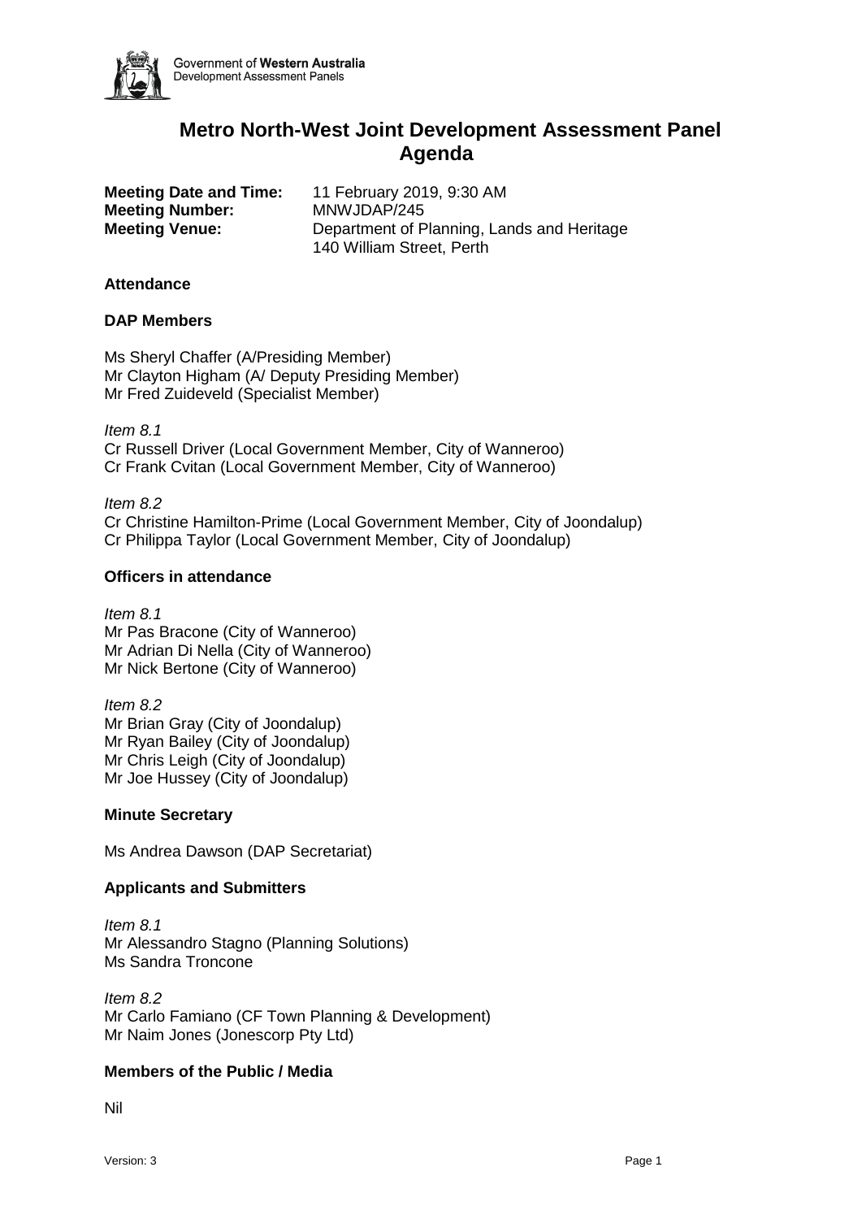# Metro North-West Joint Development Assessment Panel Agenda

**Meeting Date and Time:** 11 February 2019, 9:30 AM
**Meeting Number:** MNWJDAP/245
**Meeting Venue:** Department of Planning, Lands and Heritage
140 William Street, Perth

## Attendance

### DAP Members

Ms Sheryl Chaffer (A/Presiding Member)
Mr Clayton Higham (A/ Deputy Presiding Member)
Mr Fred Zuideveld (Specialist Member)

*Item 8.1*
Cr Russell Driver (Local Government Member, City of Wanneroo)
Cr Frank Cvitan (Local Government Member, City of Wanneroo)

*Item 8.2*
Cr Christine Hamilton-Prime (Local Government Member, City of Joondalup)
Cr Philippa Taylor (Local Government Member, City of Joondalup)

### Officers in attendance

*Item 8.1*
Mr Pas Bracone (City of Wanneroo)
Mr Adrian Di Nella (City of Wanneroo)
Mr Nick Bertone (City of Wanneroo)

*Item 8.2*
Mr Brian Gray (City of Joondalup)
Mr Ryan Bailey (City of Joondalup)
Mr Chris Leigh (City of Joondalup)
Mr Joe Hussey (City of Joondalup)

### Minute Secretary

Ms Andrea Dawson (DAP Secretariat)

### Applicants and Submitters

*Item 8.1*
Mr Alessandro Stagno (Planning Solutions)
Ms Sandra Troncone

*Item 8.2*
Mr Carlo Famiano (CF Town Planning & Development)
Mr Naim Jones (Jonescorp Pty Ltd)

### Members of the Public / Media

Nil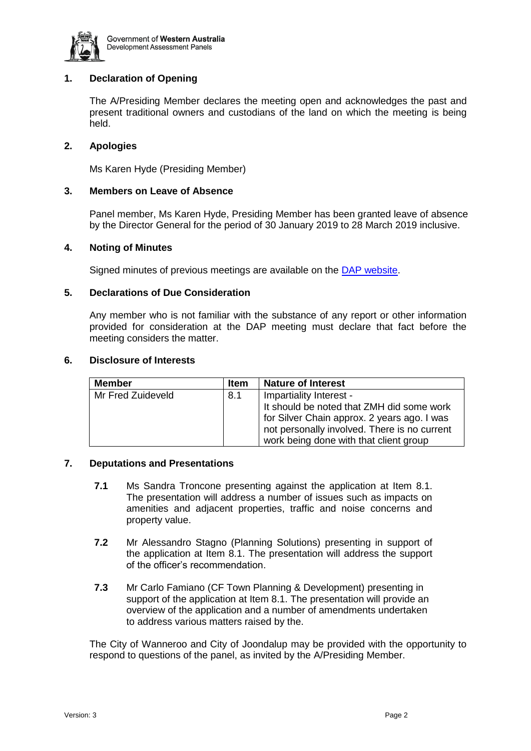## 1. Declaration of Opening

The A/Presiding Member declares the meeting open and acknowledges the past and present traditional owners and custodians of the land on which the meeting is being held.

## 2. Apologies

Ms Karen Hyde (Presiding Member)

## 3. Members on Leave of Absence

Panel member, Ms Karen Hyde, Presiding Member has been granted leave of absence by the Director General for the period of 30 January 2019 to 28 March 2019 inclusive.

## 4. Noting of Minutes

Signed minutes of previous meetings are available on the [DAP website](#).

## 5. Declarations of Due Consideration

Any member who is not familiar with the substance of any report or other information provided for consideration at the DAP meeting must declare that fact before the meeting considers the matter.

## 6. Disclosure of Interests

| Member | Item | Nature of Interest |
|---|---|---|
| Mr Fred Zuideveld | 8.1 | Impartiality Interest - It should be noted that ZMH did some work for Silver Chain approx. 2 years ago. I was not personally involved. There is no current work being done with that client group |

## 7. Deputations and Presentations

**7.1** Ms Sandra Troncone presenting against the application at Item 8.1. The presentation will address a number of issues such as impacts on amenities and adjacent properties, traffic and noise concerns and property value.

**7.2** Mr Alessandro Stagno (Planning Solutions) presenting in support of the application at Item 8.1. The presentation will address the support of the officer's recommendation.

**7.3** Mr Carlo Famiano (CF Town Planning & Development) presenting in support of the application at Item 8.1. The presentation will provide an overview of the application and a number of amendments undertaken to address various matters raised by the.

The City of Wanneroo and City of Joondalup may be provided with the opportunity to respond to questions of the panel, as invited by the A/Presiding Member.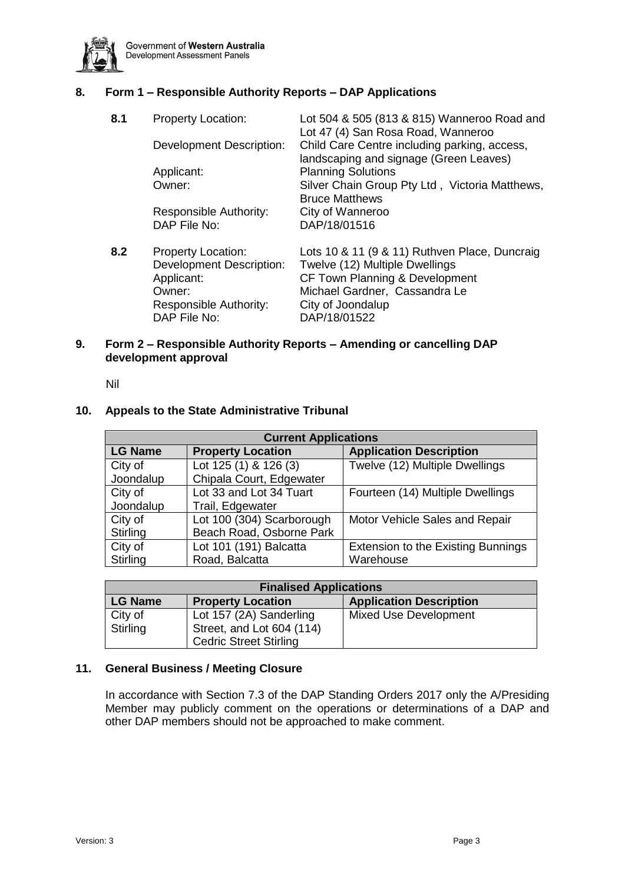## 8. Form 1 – Responsible Authority Reports – DAP Applications

**8.1**

| | |
|---|---|
| Property Location: | Lot 504 & 505 (813 & 815) Wanneroo Road and Lot 47 (4) San Rosa Road, Wanneroo |
| Development Description: | Child Care Centre including parking, access, landscaping and signage (Green Leaves) |
| Applicant: | Planning Solutions |
| Owner: | Silver Chain Group Pty Ltd , Victoria Matthews, Bruce Matthews |
| Responsible Authority: | City of Wanneroo |
| DAP File No: | DAP/18/01516 |

**8.2**

| | |
|---|---|
| Property Location: | Lots 10 & 11 (9 & 11) Ruthven Place, Duncraig |
| Development Description: | Twelve (12) Multiple Dwellings |
| Applicant: | CF Town Planning & Development |
| Owner: | Michael Gardner, Cassandra Le |
| Responsible Authority: | City of Joondalup |
| DAP File No: | DAP/18/01522 |

## 9. Form 2 – Responsible Authority Reports – Amending or cancelling DAP development approval

Nil

## 10. Appeals to the State Administrative Tribunal

| Current Applications | | |
|---|---|---|
| **LG Name** | **Property Location** | **Application Description** |
| City of Joondalup | Lot 125 (1) & 126 (3) Chipala Court, Edgewater | Twelve (12) Multiple Dwellings |
| City of Joondalup | Lot 33 and Lot 34 Tuart Trail, Edgewater | Fourteen (14) Multiple Dwellings |
| City of Stirling | Lot 100 (304) Scarborough Beach Road, Osborne Park | Motor Vehicle Sales and Repair |
| City of Stirling | Lot 101 (191) Balcatta Road, Balcatta | Extension to the Existing Bunnings Warehouse |

| Finalised Applications | | |
|---|---|---|
| **LG Name** | **Property Location** | **Application Description** |
| City of Stirling | Lot 157 (2A) Sanderling Street, and Lot 604 (114) Cedric Street Stirling | Mixed Use Development |

## 11. General Business / Meeting Closure

In accordance with Section 7.3 of the DAP Standing Orders 2017 only the A/Presiding Member may publicly comment on the operations or determinations of a DAP and other DAP members should not be approached to make comment.